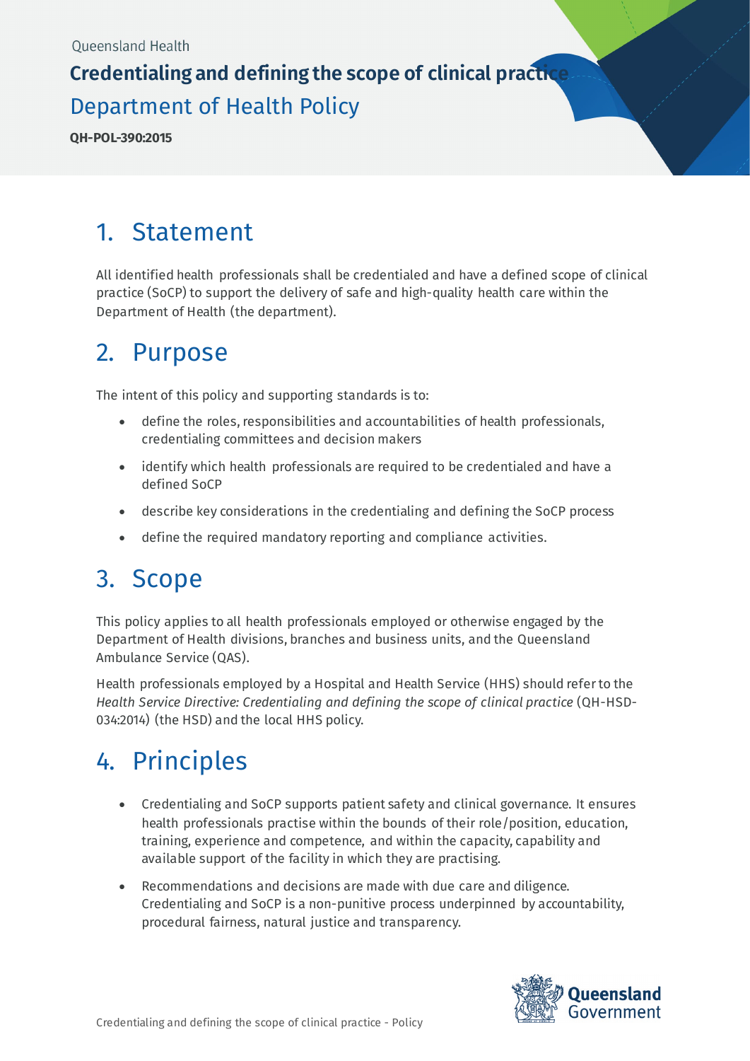Queensland Health

# Credentialing and defining the scope of clinical practice

Department of Health Policy

**QH-POL-390:2015**

## 1. Statement

All identified health professionals shall be credentialed and have a defined scope of clinical practice (SoCP) to support the delivery of safe and high-quality health care within the Department of Health (the department).

## 2. Purpose

The intent of this policy and supporting standards is to:

- define the roles, responsibilities and accountabilities of health professionals, credentialing committees and decision makers
- identify which health professionals are required to be credentialed and have a defined SoCP
- describe key considerations in the credentialing and defining the SoCP process
- define the required mandatory reporting and compliance activities.

## 3. Scope

This policy applies to all health professionals employed or otherwise engaged by the Department of Health divisions, branches and business units, and the Queensland Ambulance Service (QAS).

Health professionals employed by a Hospital and Health Service (HHS) should refer to the *Health Service Directive: Credentialing and defining the scope of clinical practice* (QH-HSD-034:2014) (the HSD) and the local HHS policy.

## 4. Principles

- Credentialing and SoCP supports patient safety and clinical governance. It ensures health professionals practise within the bounds of their role/position, education, training, experience and competence, and within the capacity, capability and available support of the facility in which they are practising.
- Recommendations and decisions are made with due care and diligence. Credentialing and SoCP is a non-punitive process underpinned by accountability, procedural fairness, natural justice and transparency.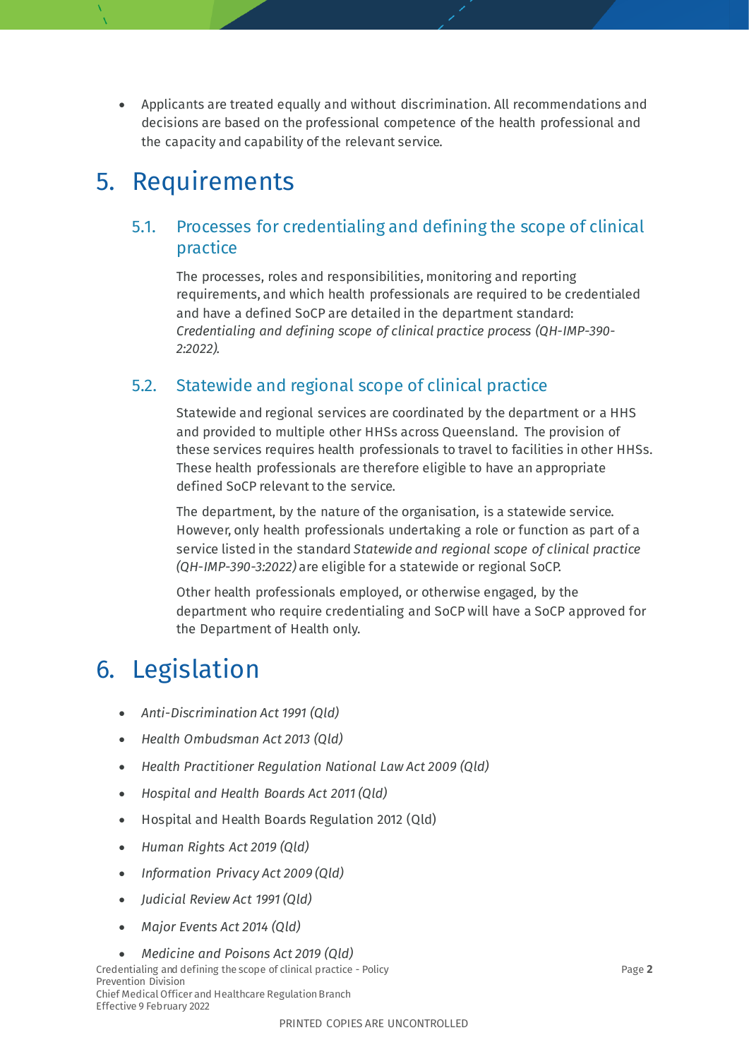- Applicants are treated equally and without discrimination. All recommendations and decisions are based on the professional competence of the health professional and the capacity and capability of the relevant service.

# 5. Requirements

## 5.1. Processes for credentialing and defining the scope of clinical practice

The processes, roles and responsibilities, monitoring and reporting requirements, and which health professionals are required to be credentialed and have a defined SoCP are detailed in the department standard: *Credentialing and defining scope of clinical practice process (QH-IMP-390-2:2022).*

## 5.2. Statewide and regional scope of clinical practice

Statewide and regional services are coordinated by the department or a HHS and provided to multiple other HHSs across Queensland. The provision of these services requires health professionals to travel to facilities in other HHSs. These health professionals are therefore eligible to have an appropriate defined SoCP relevant to the service.

The department, by the nature of the organisation, is a statewide service. However, only health professionals undertaking a role or function as part of a service listed in the standard *Statewide and regional scope of clinical practice (QH-IMP-390-3:2022)* are eligible for a statewide or regional SoCP.

Other health professionals employed, or otherwise engaged, by the department who require credentialing and SoCP will have a SoCP approved for the Department of Health only.

# 6. Legislation

- *Anti-Discrimination Act 1991 (Qld)*
- *Health Ombudsman Act 2013 (Qld)*
- *Health Practitioner Regulation National Law Act 2009 (Qld)*
- *Hospital and Health Boards Act 2011 (Qld)*
- Hospital and Health Boards Regulation 2012 (Qld)
- *Human Rights Act 2019 (Qld)*
- *Information Privacy Act 2009 (Qld)*
- *Judicial Review Act 1991 (Qld)*
- *Major Events Act 2014 (Qld)*
- *Medicine and Poisons Act 2019 (Qld)*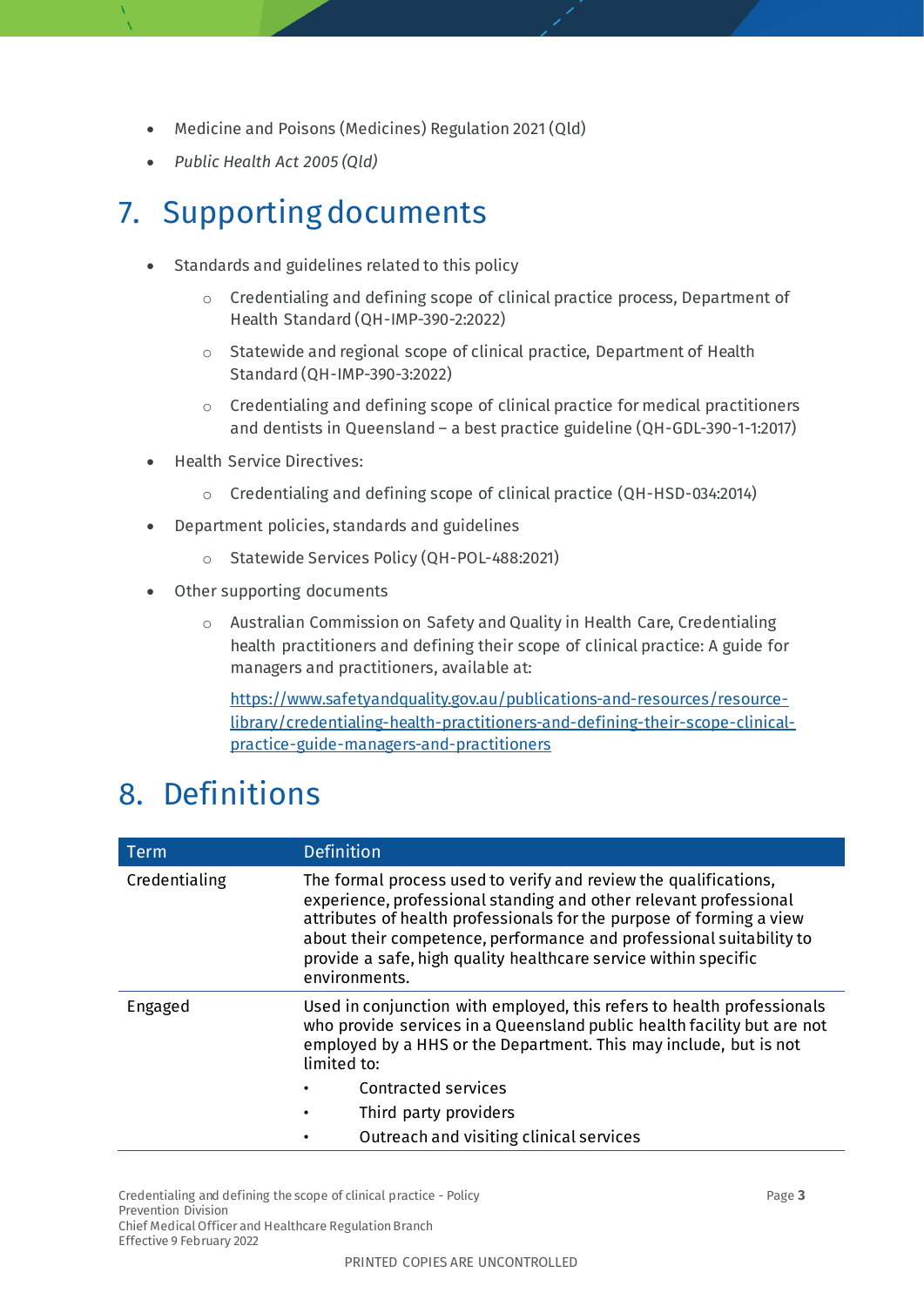- Medicine and Poisons (Medicines) Regulation 2021 (Qld)
- *Public Health Act 2005 (Qld)*

# 7. Supporting documents

- Standards and guidelines related to this policy
  - Credentialing and defining scope of clinical practice process, Department of Health Standard (QH-IMP-390-2:2022)
  - Statewide and regional scope of clinical practice, Department of Health Standard (QH-IMP-390-3:2022)
  - Credentialing and defining scope of clinical practice for medical practitioners and dentists in Queensland – a best practice guideline (QH-GDL-390-1-1:2017)
- Health Service Directives:
  - Credentialing and defining scope of clinical practice (QH-HSD-034:2014)
- Department policies, standards and guidelines
  - Statewide Services Policy (QH-POL-488:2021)
- Other supporting documents
  - Australian Commission on Safety and Quality in Health Care, Credentialing health practitioners and defining their scope of clinical practice: A guide for managers and practitioners, available at:

    https://www.safetyandquality.gov.au/publications-and-resources/resource-library/credentialing-health-practitioners-and-defining-their-scope-clinical-practice-guide-managers-and-practitioners

# 8. Definitions

| Term | Definition |
|---|---|
| Credentialing | The formal process used to verify and review the qualifications, experience, professional standing and other relevant professional attributes of health professionals for the purpose of forming a view about their competence, performance and professional suitability to provide a safe, high quality healthcare service within specific environments. |
| Engaged | Used in conjunction with employed, this refers to health professionals who provide services in a Queensland public health facility but are not employed by a HHS or the Department. This may include, but is not limited to:<br>• Contracted services<br>• Third party providers<br>• Outreach and visiting clinical services |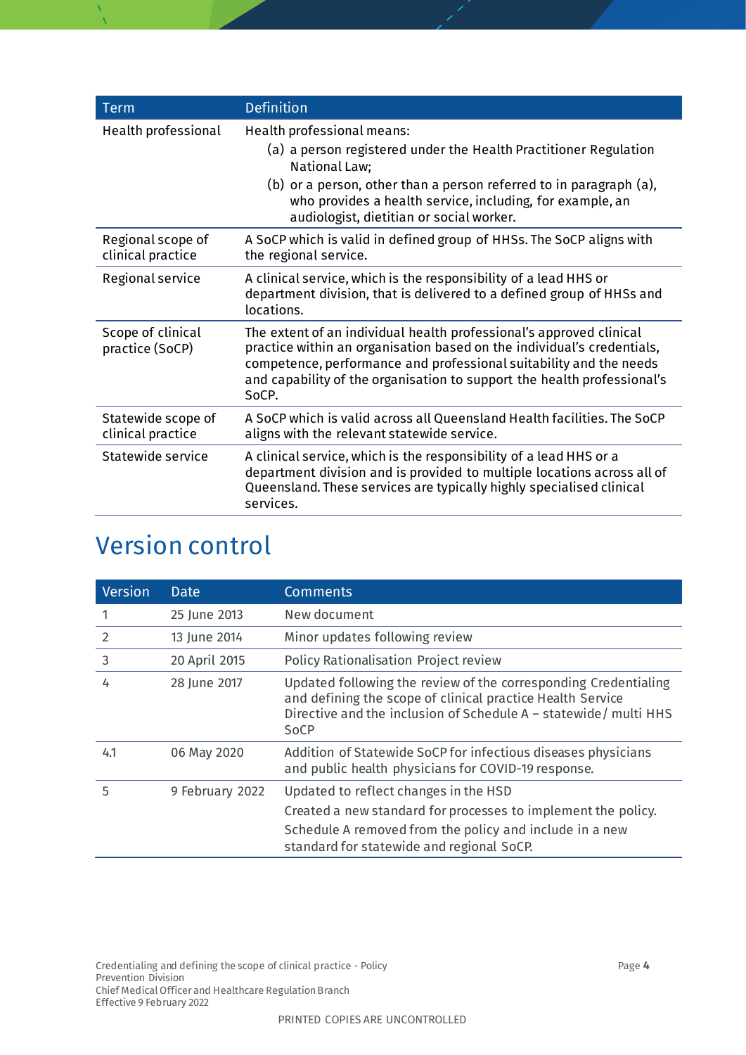| Term | Definition |
|---|---|
| Health professional | Health professional means:<br>(a) a person registered under the Health Practitioner Regulation National Law;<br>(b) or a person, other than a person referred to in paragraph (a), who provides a health service, including, for example, an audiologist, dietitian or social worker. |
| Regional scope of clinical practice | A SoCP which is valid in defined group of HHSs. The SoCP aligns with the regional service. |
| Regional service | A clinical service, which is the responsibility of a lead HHS or department division, that is delivered to a defined group of HHSs and locations. |
| Scope of clinical practice (SoCP) | The extent of an individual health professional's approved clinical practice within an organisation based on the individual's credentials, competence, performance and professional suitability and the needs and capability of the organisation to support the health professional's SoCP. |
| Statewide scope of clinical practice | A SoCP which is valid across all Queensland Health facilities. The SoCP aligns with the relevant statewide service. |
| Statewide service | A clinical service, which is the responsibility of a lead HHS or a department division and is provided to multiple locations across all of Queensland. These services are typically highly specialised clinical services. |

# Version control

| Version | Date | Comments |
|---|---|---|
| 1 | 25 June 2013 | New document |
| 2 | 13 June 2014 | Minor updates following review |
| 3 | 20 April 2015 | Policy Rationalisation Project review |
| 4 | 28 June 2017 | Updated following the review of the corresponding Credentialing and defining the scope of clinical practice Health Service Directive and the inclusion of Schedule A – statewide/ multi HHS SoCP |
| 4.1 | 06 May 2020 | Addition of Statewide SoCP for infectious diseases physicians and public health physicians for COVID-19 response. |
| 5 | 9 February 2022 | Updated to reflect changes in the HSD<br>Created a new standard for processes to implement the policy.<br>Schedule A removed from the policy and include in a new standard for statewide and regional SoCP. |